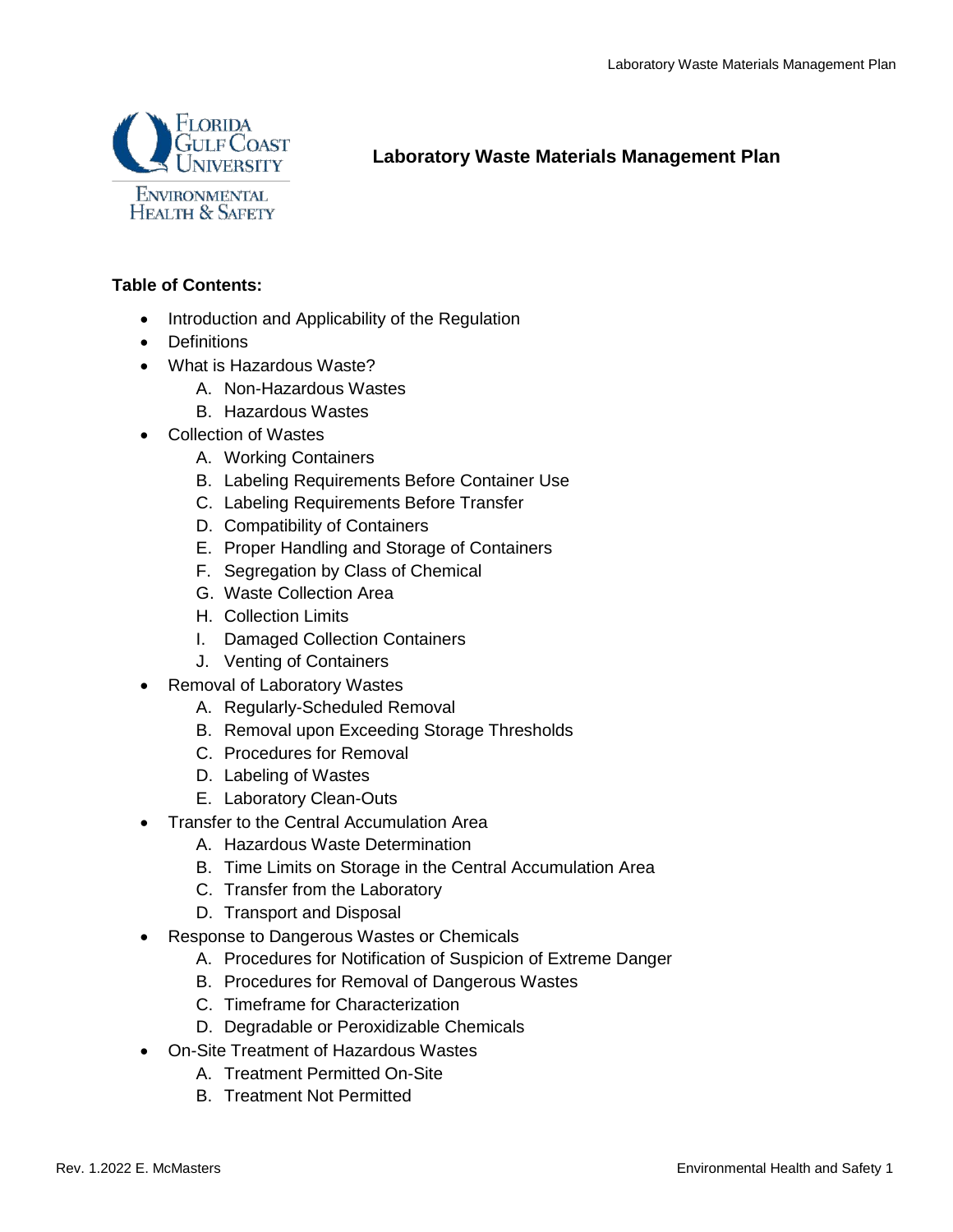# Laboratory Waste Materials Management Plan

**Table of Contents:**

- Introduction and Applicability of the Regulation
- Definitions
- What is Hazardous Waste?
    - A. Non-Hazardous Wastes
    - B. Hazardous Wastes
- Collection of Wastes
    - A. Working Containers
    - B. Labeling Requirements Before Container Use
    - C. Labeling Requirements Before Transfer
    - D. Compatibility of Containers
    - E. Proper Handling and Storage of Containers
    - F. Segregation by Class of Chemical
    - G. Waste Collection Area
    - H. Collection Limits
    - I. Damaged Collection Containers
    - J. Venting of Containers
- Removal of Laboratory Wastes
    - A. Regularly-Scheduled Removal
    - B. Removal upon Exceeding Storage Thresholds
    - C. Procedures for Removal
    - D. Labeling of Wastes
    - E. Laboratory Clean-Outs
- Transfer to the Central Accumulation Area
    - A. Hazardous Waste Determination
    - B. Time Limits on Storage in the Central Accumulation Area
    - C. Transfer from the Laboratory
    - D. Transport and Disposal
- Response to Dangerous Wastes or Chemicals
    - A. Procedures for Notification of Suspicion of Extreme Danger
    - B. Procedures for Removal of Dangerous Wastes
    - C. Timeframe for Characterization
    - D. Degradable or Peroxidizable Chemicals
- On-Site Treatment of Hazardous Wastes
    - A. Treatment Permitted On-Site
    - B. Treatment Not Permitted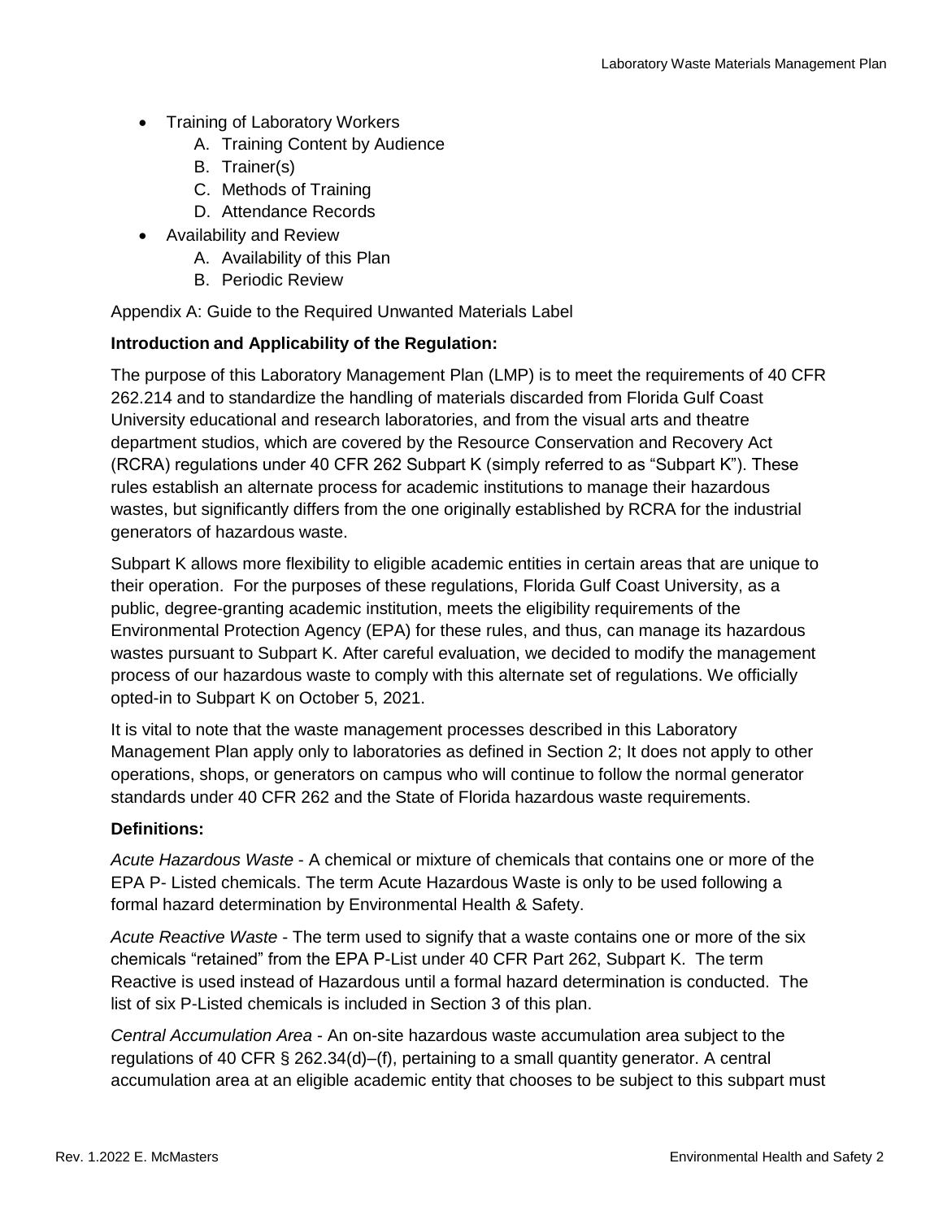- Training of Laboratory Workers
    A. Training Content by Audience
    B. Trainer(s)
    C. Methods of Training
    D. Attendance Records
- Availability and Review
    A. Availability of this Plan
    B. Periodic Review

Appendix A: Guide to the Required Unwanted Materials Label

**Introduction and Applicability of the Regulation:**

The purpose of this Laboratory Management Plan (LMP) is to meet the requirements of 40 CFR 262.214 and to standardize the handling of materials discarded from Florida Gulf Coast University educational and research laboratories, and from the visual arts and theatre department studios, which are covered by the Resource Conservation and Recovery Act (RCRA) regulations under 40 CFR 262 Subpart K (simply referred to as "Subpart K"). These rules establish an alternate process for academic institutions to manage their hazardous wastes, but significantly differs from the one originally established by RCRA for the industrial generators of hazardous waste.

Subpart K allows more flexibility to eligible academic entities in certain areas that are unique to their operation. For the purposes of these regulations, Florida Gulf Coast University, as a public, degree-granting academic institution, meets the eligibility requirements of the Environmental Protection Agency (EPA) for these rules, and thus, can manage its hazardous wastes pursuant to Subpart K. After careful evaluation, we decided to modify the management process of our hazardous waste to comply with this alternate set of regulations. We officially opted-in to Subpart K on October 5, 2021.

It is vital to note that the waste management processes described in this Laboratory Management Plan apply only to laboratories as defined in Section 2; It does not apply to other operations, shops, or generators on campus who will continue to follow the normal generator standards under 40 CFR 262 and the State of Florida hazardous waste requirements.

**Definitions:**

*Acute Hazardous Waste* - A chemical or mixture of chemicals that contains one or more of the EPA P- Listed chemicals. The term Acute Hazardous Waste is only to be used following a formal hazard determination by Environmental Health & Safety.

*Acute Reactive Waste* - The term used to signify that a waste contains one or more of the six chemicals "retained" from the EPA P-List under 40 CFR Part 262, Subpart K. The term Reactive is used instead of Hazardous until a formal hazard determination is conducted. The list of six P-Listed chemicals is included in Section 3 of this plan.

*Central Accumulation Area* - An on-site hazardous waste accumulation area subject to the regulations of 40 CFR § 262.34(d)–(f), pertaining to a small quantity generator. A central accumulation area at an eligible academic entity that chooses to be subject to this subpart must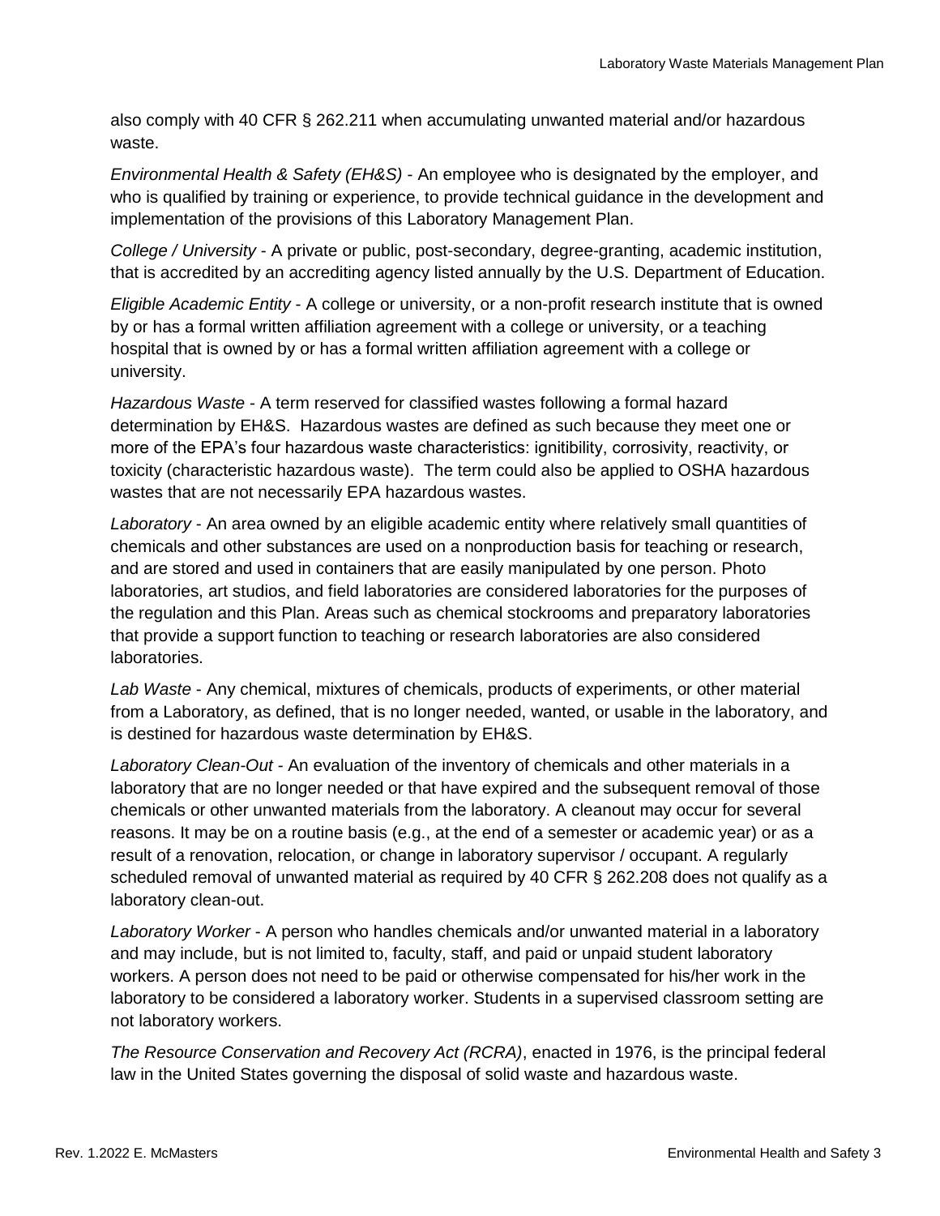also comply with 40 CFR § 262.211 when accumulating unwanted material and/or hazardous waste.

*Environmental Health & Safety (EH&S)* - An employee who is designated by the employer, and who is qualified by training or experience, to provide technical guidance in the development and implementation of the provisions of this Laboratory Management Plan.

*College / University* - A private or public, post-secondary, degree-granting, academic institution, that is accredited by an accrediting agency listed annually by the U.S. Department of Education.

*Eligible Academic Entity* - A college or university, or a non-profit research institute that is owned by or has a formal written affiliation agreement with a college or university, or a teaching hospital that is owned by or has a formal written affiliation agreement with a college or university.

*Hazardous Waste* - A term reserved for classified wastes following a formal hazard determination by EH&S. Hazardous wastes are defined as such because they meet one or more of the EPA's four hazardous waste characteristics: ignitibility, corrosivity, reactivity, or toxicity (characteristic hazardous waste). The term could also be applied to OSHA hazardous wastes that are not necessarily EPA hazardous wastes.

*Laboratory* - An area owned by an eligible academic entity where relatively small quantities of chemicals and other substances are used on a nonproduction basis for teaching or research, and are stored and used in containers that are easily manipulated by one person. Photo laboratories, art studios, and field laboratories are considered laboratories for the purposes of the regulation and this Plan. Areas such as chemical stockrooms and preparatory laboratories that provide a support function to teaching or research laboratories are also considered laboratories.

*Lab Waste* - Any chemical, mixtures of chemicals, products of experiments, or other material from a Laboratory, as defined, that is no longer needed, wanted, or usable in the laboratory, and is destined for hazardous waste determination by EH&S.

*Laboratory Clean-Out* - An evaluation of the inventory of chemicals and other materials in a laboratory that are no longer needed or that have expired and the subsequent removal of those chemicals or other unwanted materials from the laboratory. A cleanout may occur for several reasons. It may be on a routine basis (e.g., at the end of a semester or academic year) or as a result of a renovation, relocation, or change in laboratory supervisor / occupant. A regularly scheduled removal of unwanted material as required by 40 CFR § 262.208 does not qualify as a laboratory clean-out.

*Laboratory Worker* - A person who handles chemicals and/or unwanted material in a laboratory and may include, but is not limited to, faculty, staff, and paid or unpaid student laboratory workers. A person does not need to be paid or otherwise compensated for his/her work in the laboratory to be considered a laboratory worker. Students in a supervised classroom setting are not laboratory workers.

*The Resource Conservation and Recovery Act (RCRA)*, enacted in 1976, is the principal federal law in the United States governing the disposal of solid waste and hazardous waste.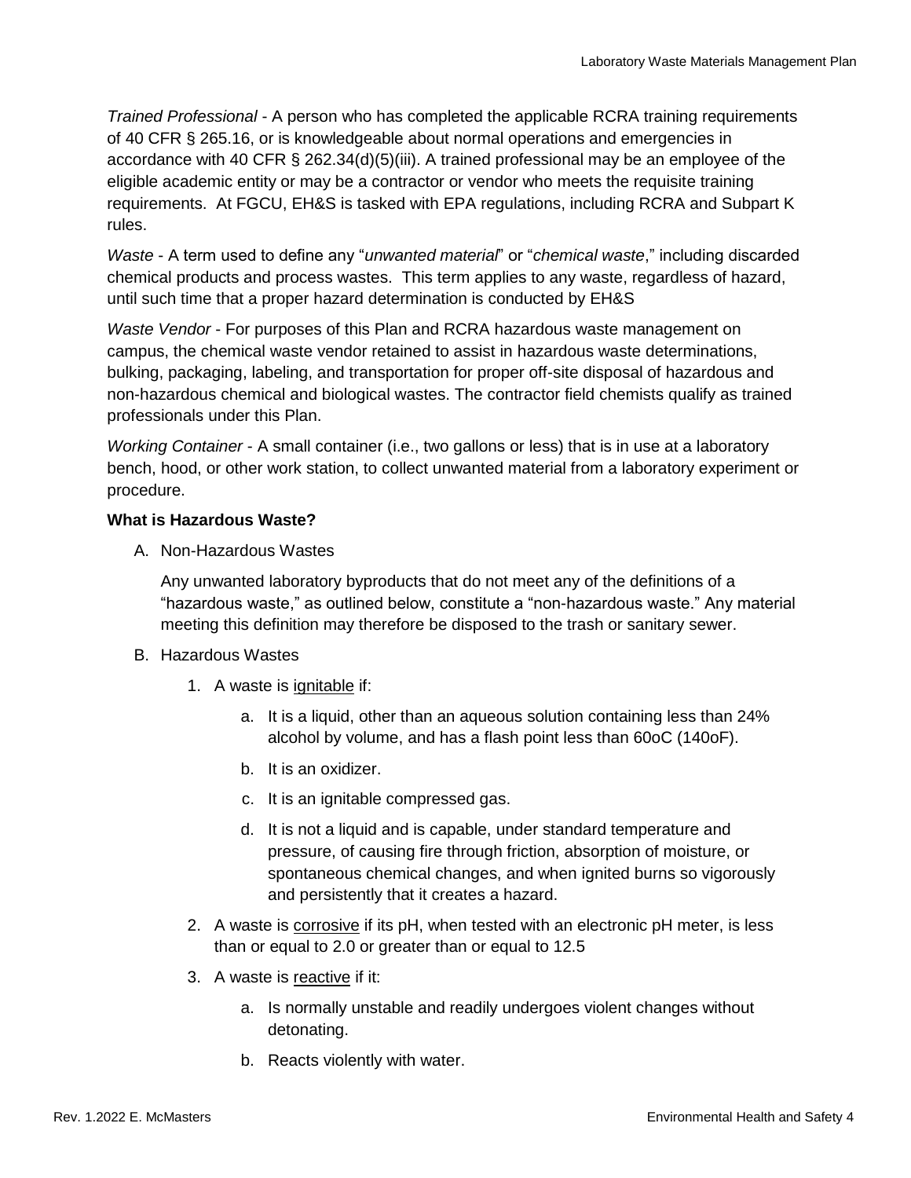*Trained Professional* - A person who has completed the applicable RCRA training requirements of 40 CFR § 265.16, or is knowledgeable about normal operations and emergencies in accordance with 40 CFR § 262.34(d)(5)(iii). A trained professional may be an employee of the eligible academic entity or may be a contractor or vendor who meets the requisite training requirements. At FGCU, EH&S is tasked with EPA regulations, including RCRA and Subpart K rules.

*Waste* - A term used to define any "*unwanted material*" or "*chemical waste*," including discarded chemical products and process wastes. This term applies to any waste, regardless of hazard, until such time that a proper hazard determination is conducted by EH&S

*Waste Vendor* - For purposes of this Plan and RCRA hazardous waste management on campus, the chemical waste vendor retained to assist in hazardous waste determinations, bulking, packaging, labeling, and transportation for proper off-site disposal of hazardous and non-hazardous chemical and biological wastes. The contractor field chemists qualify as trained professionals under this Plan.

*Working Container* - A small container (i.e., two gallons or less) that is in use at a laboratory bench, hood, or other work station, to collect unwanted material from a laboratory experiment or procedure.

**What is Hazardous Waste?**

A. Non-Hazardous Wastes

   Any unwanted laboratory byproducts that do not meet any of the definitions of a "hazardous waste," as outlined below, constitute a "non-hazardous waste." Any material meeting this definition may therefore be disposed to the trash or sanitary sewer.

B. Hazardous Wastes

   1. A waste is ignitable if:

      a. It is a liquid, other than an aqueous solution containing less than 24% alcohol by volume, and has a flash point less than 60oC (140oF).

      b. It is an oxidizer.

      c. It is an ignitable compressed gas.

      d. It is not a liquid and is capable, under standard temperature and pressure, of causing fire through friction, absorption of moisture, or spontaneous chemical changes, and when ignited burns so vigorously and persistently that it creates a hazard.

   2. A waste is corrosive if its pH, when tested with an electronic pH meter, is less than or equal to 2.0 or greater than or equal to 12.5

   3. A waste is reactive if it:

      a. Is normally unstable and readily undergoes violent changes without detonating.

      b. Reacts violently with water.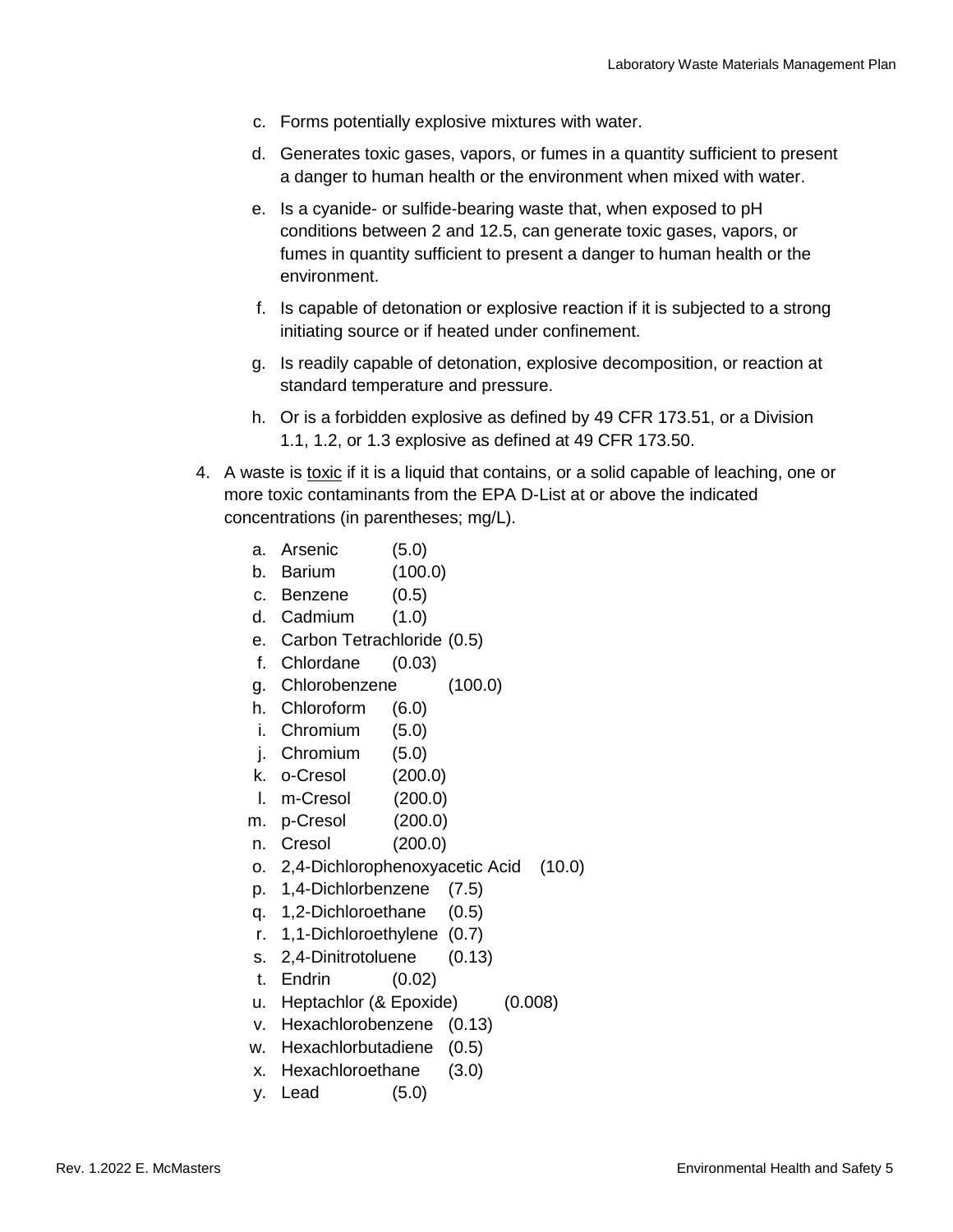c. Forms potentially explosive mixtures with water.

d. Generates toxic gases, vapors, or fumes in a quantity sufficient to present a danger to human health or the environment when mixed with water.

e. Is a cyanide- or sulfide-bearing waste that, when exposed to pH conditions between 2 and 12.5, can generate toxic gases, vapors, or fumes in quantity sufficient to present a danger to human health or the environment.

f. Is capable of detonation or explosive reaction if it is subjected to a strong initiating source or if heated under confinement.

g. Is readily capable of detonation, explosive decomposition, or reaction at standard temperature and pressure.

h. Or is a forbidden explosive as defined by 49 CFR 173.51, or a Division 1.1, 1.2, or 1.3 explosive as defined at 49 CFR 173.50.

4. A waste is <u>toxic</u> if it is a liquid that contains, or a solid capable of leaching, one or more toxic contaminants from the EPA D-List at or above the indicated concentrations (in parentheses; mg/L).

   a. Arsenic (5.0)
   b. Barium (100.0)
   c. Benzene (0.5)
   d. Cadmium (1.0)
   e. Carbon Tetrachloride (0.5)
   f. Chlordane (0.03)
   g. Chlorobenzene (100.0)
   h. Chloroform (6.0)
   i. Chromium (5.0)
   j. Chromium (5.0)
   k. o-Cresol (200.0)
   l. m-Cresol (200.0)
   m. p-Cresol (200.0)
   n. Cresol (200.0)
   o. 2,4-Dichlorophenoxyacetic Acid (10.0)
   p. 1,4-Dichlorbenzene (7.5)
   q. 1,2-Dichloroethane (0.5)
   r. 1,1-Dichloroethylene (0.7)
   s. 2,4-Dinitrotoluene (0.13)
   t. Endrin (0.02)
   u. Heptachlor (& Epoxide) (0.008)
   v. Hexachlorobenzene (0.13)
   w. Hexachlorbutadiene (0.5)
   x. Hexachloroethane (3.0)
   y. Lead (5.0)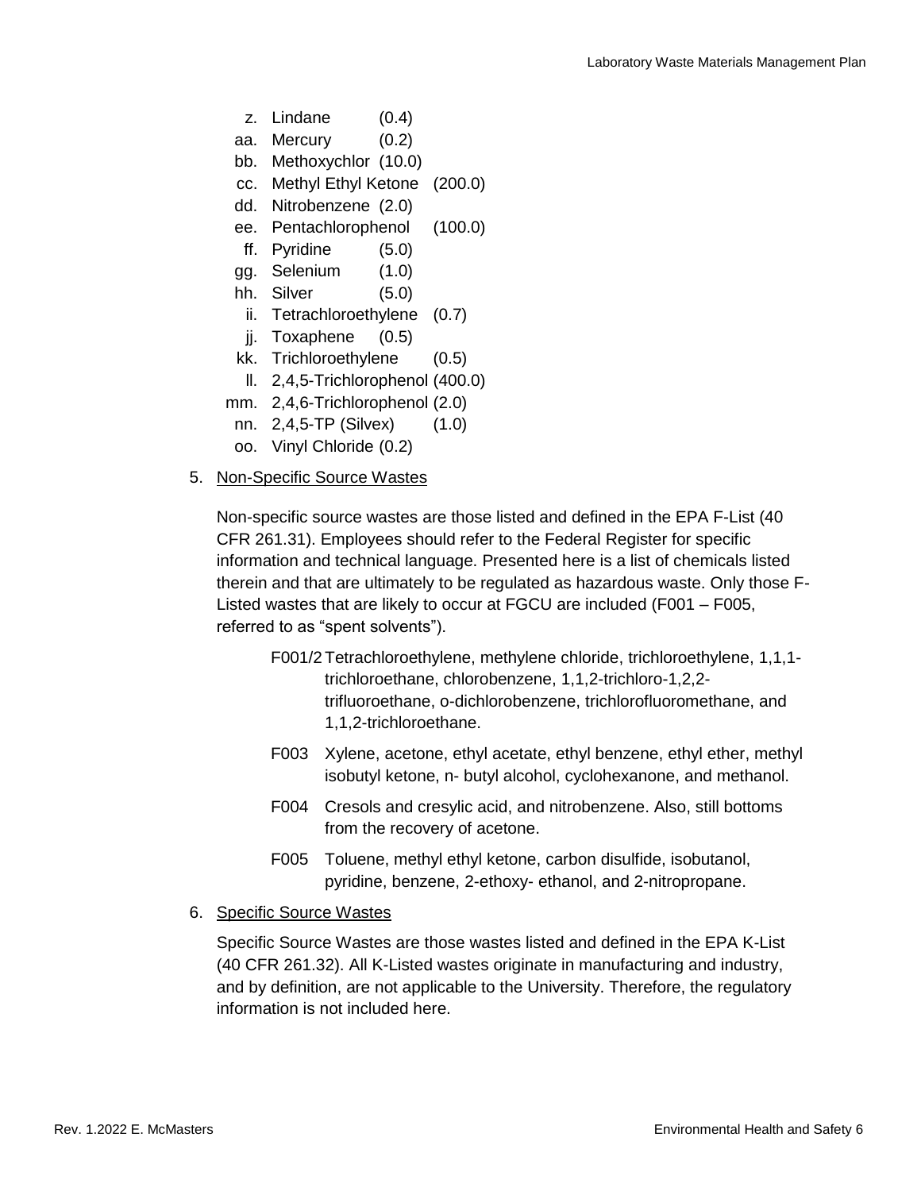z. Lindane (0.4)

aa. Mercury (0.2)

bb. Methoxychlor (10.0)

cc. Methyl Ethyl Ketone (200.0)

dd. Nitrobenzene (2.0)

ee. Pentachlorophenol (100.0)

ff. Pyridine (5.0)

gg. Selenium (1.0)

hh. Silver (5.0)

ii. Tetrachloroethylene (0.7)

jj. Toxaphene (0.5)

kk. Trichloroethylene (0.5)

ll. 2,4,5-Trichlorophenol (400.0)

mm. 2,4,6-Trichlorophenol (2.0)

nn. 2,4,5-TP (Silvex) (1.0)

oo. Vinyl Chloride (0.2)

5. Non-Specific Source Wastes

   Non-specific source wastes are those listed and defined in the EPA F-List (40 CFR 261.31). Employees should refer to the Federal Register for specific information and technical language. Presented here is a list of chemicals listed therein and that are ultimately to be regulated as hazardous waste. Only those F-Listed wastes that are likely to occur at FGCU are included (F001 – F005, referred to as "spent solvents").

   F001/2 Tetrachloroethylene, methylene chloride, trichloroethylene, 1,1,1-trichloroethane, chlorobenzene, 1,1,2-trichloro-1,2,2-trifluoroethane, o-dichlorobenzene, trichlorofluoromethane, and 1,1,2-trichloroethane.

   F003 Xylene, acetone, ethyl acetate, ethyl benzene, ethyl ether, methyl isobutyl ketone, n- butyl alcohol, cyclohexanone, and methanol.

   F004 Cresols and cresylic acid, and nitrobenzene. Also, still bottoms from the recovery of acetone.

   F005 Toluene, methyl ethyl ketone, carbon disulfide, isobutanol, pyridine, benzene, 2-ethoxy- ethanol, and 2-nitropropane.

6. Specific Source Wastes

   Specific Source Wastes are those wastes listed and defined in the EPA K-List (40 CFR 261.32). All K-Listed wastes originate in manufacturing and industry, and by definition, are not applicable to the University. Therefore, the regulatory information is not included here.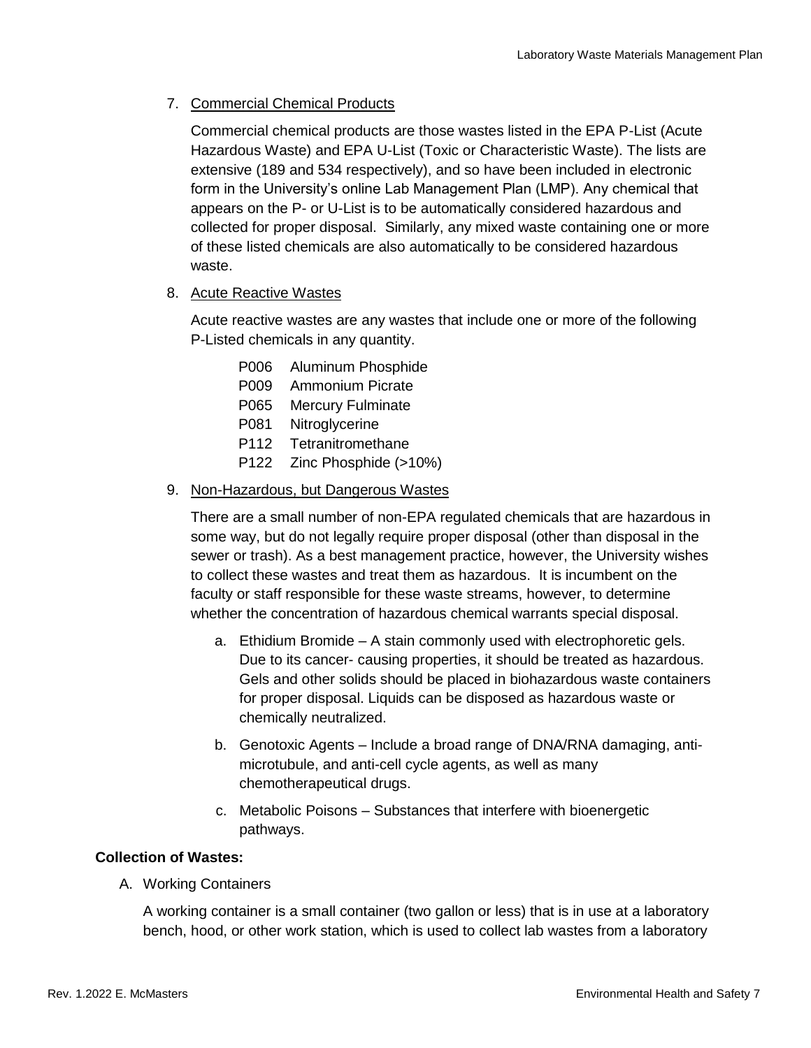7. Commercial Chemical Products

   Commercial chemical products are those wastes listed in the EPA P-List (Acute Hazardous Waste) and EPA U-List (Toxic or Characteristic Waste). The lists are extensive (189 and 534 respectively), and so have been included in electronic form in the University's online Lab Management Plan (LMP). Any chemical that appears on the P- or U-List is to be automatically considered hazardous and collected for proper disposal. Similarly, any mixed waste containing one or more of these listed chemicals are also automatically to be considered hazardous waste.

8. Acute Reactive Wastes

   Acute reactive wastes are any wastes that include one or more of the following P-Listed chemicals in any quantity.

   - P006 Aluminum Phosphide
   - P009 Ammonium Picrate
   - P065 Mercury Fulminate
   - P081 Nitroglycerine
   - P112 Tetranitromethane
   - P122 Zinc Phosphide (>10%)

9. Non-Hazardous, but Dangerous Wastes

   There are a small number of non-EPA regulated chemicals that are hazardous in some way, but do not legally require proper disposal (other than disposal in the sewer or trash). As a best management practice, however, the University wishes to collect these wastes and treat them as hazardous. It is incumbent on the faculty or staff responsible for these waste streams, however, to determine whether the concentration of hazardous chemical warrants special disposal.

   a. Ethidium Bromide – A stain commonly used with electrophoretic gels. Due to its cancer- causing properties, it should be treated as hazardous. Gels and other solids should be placed in biohazardous waste containers for proper disposal. Liquids can be disposed as hazardous waste or chemically neutralized.

   b. Genotoxic Agents – Include a broad range of DNA/RNA damaging, anti-microtubule, and anti-cell cycle agents, as well as many chemotherapeutical drugs.

   c. Metabolic Poisons – Substances that interfere with bioenergetic pathways.

**Collection of Wastes:**

A. Working Containers

   A working container is a small container (two gallon or less) that is in use at a laboratory bench, hood, or other work station, which is used to collect lab wastes from a laboratory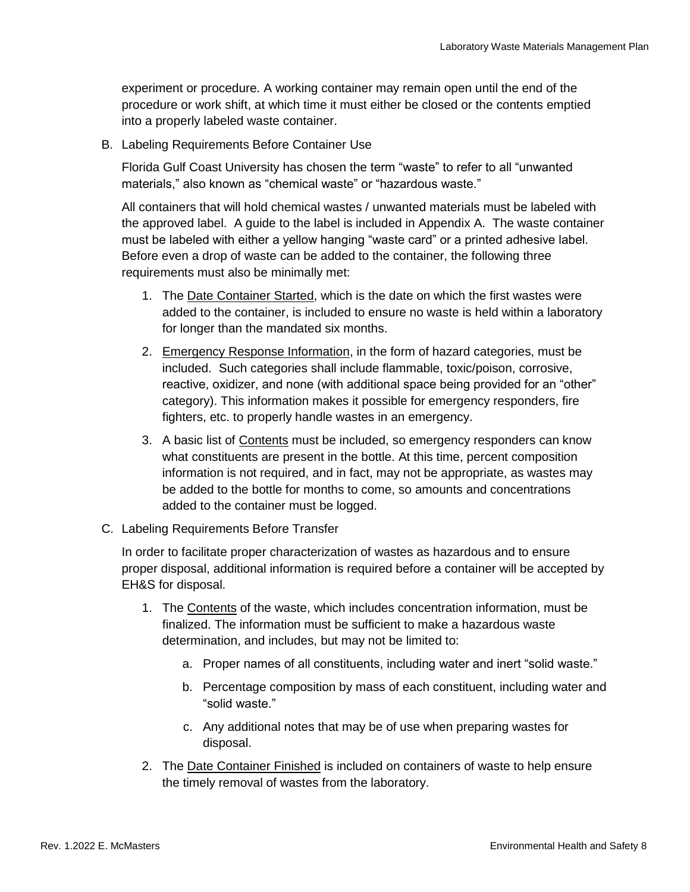experiment or procedure. A working container may remain open until the end of the procedure or work shift, at which time it must either be closed or the contents emptied into a properly labeled waste container.

B. Labeling Requirements Before Container Use

Florida Gulf Coast University has chosen the term "waste" to refer to all "unwanted materials," also known as "chemical waste" or "hazardous waste."

All containers that will hold chemical wastes / unwanted materials must be labeled with the approved label. A guide to the label is included in Appendix A. The waste container must be labeled with either a yellow hanging "waste card" or a printed adhesive label. Before even a drop of waste can be added to the container, the following three requirements must also be minimally met:

1. The <u>Date Container Started</u>, which is the date on which the first wastes were added to the container, is included to ensure no waste is held within a laboratory for longer than the mandated six months.
2. <u>Emergency Response Information</u>, in the form of hazard categories, must be included. Such categories shall include flammable, toxic/poison, corrosive, reactive, oxidizer, and none (with additional space being provided for an "other" category). This information makes it possible for emergency responders, fire fighters, etc. to properly handle wastes in an emergency.
3. A basic list of <u>Contents</u> must be included, so emergency responders can know what constituents are present in the bottle. At this time, percent composition information is not required, and in fact, may not be appropriate, as wastes may be added to the bottle for months to come, so amounts and concentrations added to the container must be logged.

C. Labeling Requirements Before Transfer

In order to facilitate proper characterization of wastes as hazardous and to ensure proper disposal, additional information is required before a container will be accepted by EH&S for disposal.

1. The <u>Contents</u> of the waste, which includes concentration information, must be finalized. The information must be sufficient to make a hazardous waste determination, and includes, but may not be limited to:
   a. Proper names of all constituents, including water and inert "solid waste."
   b. Percentage composition by mass of each constituent, including water and "solid waste."
   c. Any additional notes that may be of use when preparing wastes for disposal.
2. The <u>Date Container Finished</u> is included on containers of waste to help ensure the timely removal of wastes from the laboratory.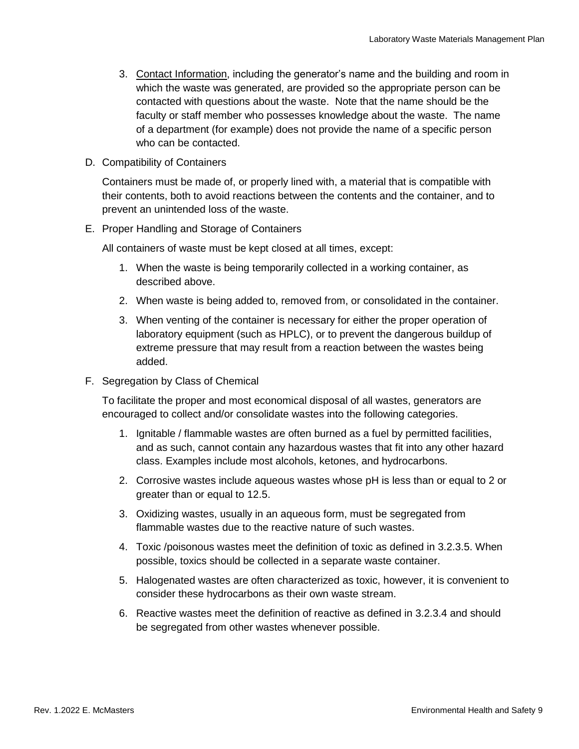3. Contact Information, including the generator's name and the building and room in which the waste was generated, are provided so the appropriate person can be contacted with questions about the waste. Note that the name should be the faculty or staff member who possesses knowledge about the waste. The name of a department (for example) does not provide the name of a specific person who can be contacted.

D. Compatibility of Containers

Containers must be made of, or properly lined with, a material that is compatible with their contents, both to avoid reactions between the contents and the container, and to prevent an unintended loss of the waste.

E. Proper Handling and Storage of Containers

All containers of waste must be kept closed at all times, except:

1. When the waste is being temporarily collected in a working container, as described above.
2. When waste is being added to, removed from, or consolidated in the container.
3. When venting of the container is necessary for either the proper operation of laboratory equipment (such as HPLC), or to prevent the dangerous buildup of extreme pressure that may result from a reaction between the wastes being added.

F. Segregation by Class of Chemical

To facilitate the proper and most economical disposal of all wastes, generators are encouraged to collect and/or consolidate wastes into the following categories.

1. Ignitable / flammable wastes are often burned as a fuel by permitted facilities, and as such, cannot contain any hazardous wastes that fit into any other hazard class. Examples include most alcohols, ketones, and hydrocarbons.
2. Corrosive wastes include aqueous wastes whose pH is less than or equal to 2 or greater than or equal to 12.5.
3. Oxidizing wastes, usually in an aqueous form, must be segregated from flammable wastes due to the reactive nature of such wastes.
4. Toxic /poisonous wastes meet the definition of toxic as defined in 3.2.3.5. When possible, toxics should be collected in a separate waste container.
5. Halogenated wastes are often characterized as toxic, however, it is convenient to consider these hydrocarbons as their own waste stream.
6. Reactive wastes meet the definition of reactive as defined in 3.2.3.4 and should be segregated from other wastes whenever possible.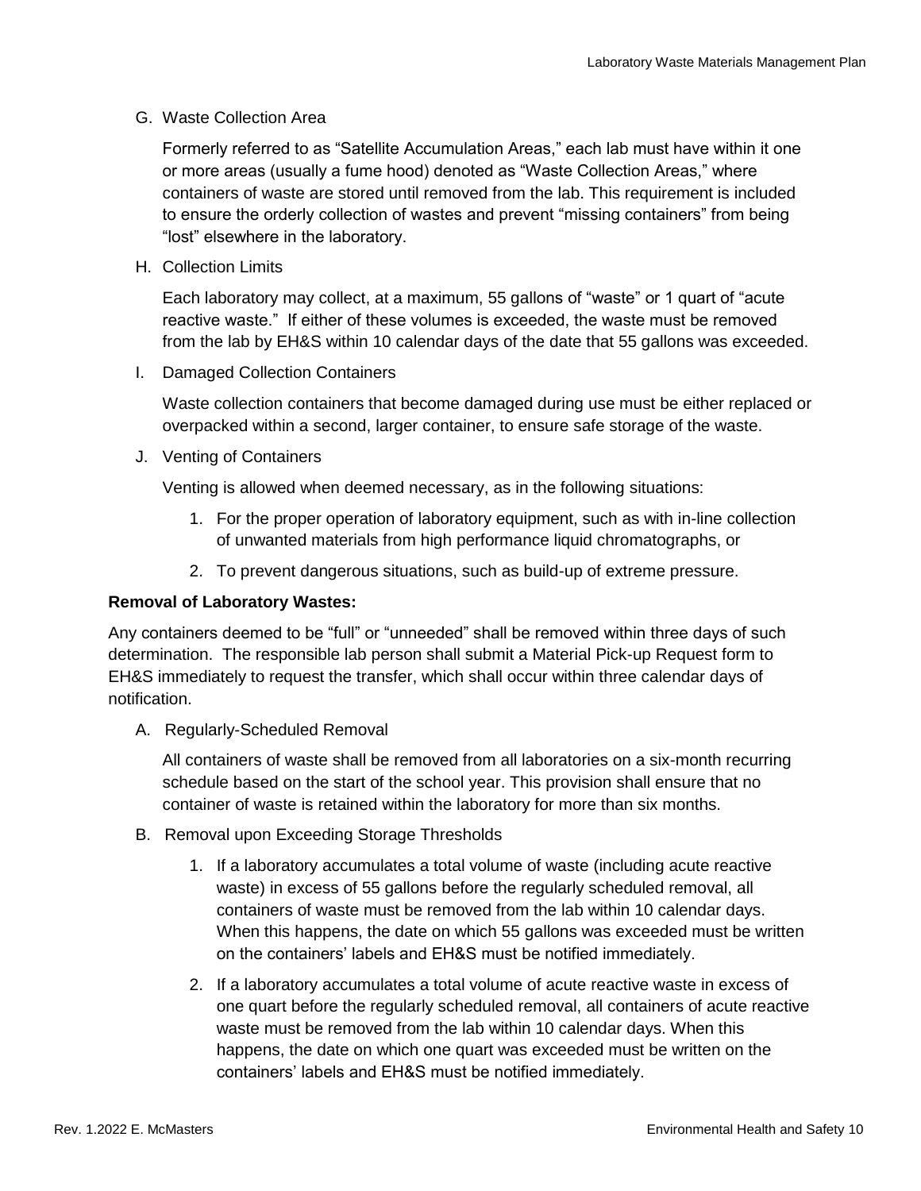G. Waste Collection Area

   Formerly referred to as "Satellite Accumulation Areas," each lab must have within it one or more areas (usually a fume hood) denoted as "Waste Collection Areas," where containers of waste are stored until removed from the lab. This requirement is included to ensure the orderly collection of wastes and prevent "missing containers" from being "lost" elsewhere in the laboratory.

H. Collection Limits

   Each laboratory may collect, at a maximum, 55 gallons of "waste" or 1 quart of "acute reactive waste." If either of these volumes is exceeded, the waste must be removed from the lab by EH&S within 10 calendar days of the date that 55 gallons was exceeded.

I. Damaged Collection Containers

   Waste collection containers that become damaged during use must be either replaced or overpacked within a second, larger container, to ensure safe storage of the waste.

J. Venting of Containers

   Venting is allowed when deemed necessary, as in the following situations:

   1. For the proper operation of laboratory equipment, such as with in-line collection of unwanted materials from high performance liquid chromatographs, or
   2. To prevent dangerous situations, such as build-up of extreme pressure.

**Removal of Laboratory Wastes:**

Any containers deemed to be "full" or "unneeded" shall be removed within three days of such determination. The responsible lab person shall submit a Material Pick-up Request form to EH&S immediately to request the transfer, which shall occur within three calendar days of notification.

A. Regularly-Scheduled Removal

   All containers of waste shall be removed from all laboratories on a six-month recurring schedule based on the start of the school year. This provision shall ensure that no container of waste is retained within the laboratory for more than six months.

B. Removal upon Exceeding Storage Thresholds

   1. If a laboratory accumulates a total volume of waste (including acute reactive waste) in excess of 55 gallons before the regularly scheduled removal, all containers of waste must be removed from the lab within 10 calendar days. When this happens, the date on which 55 gallons was exceeded must be written on the containers' labels and EH&S must be notified immediately.
   2. If a laboratory accumulates a total volume of acute reactive waste in excess of one quart before the regularly scheduled removal, all containers of acute reactive waste must be removed from the lab within 10 calendar days. When this happens, the date on which one quart was exceeded must be written on the containers' labels and EH&S must be notified immediately.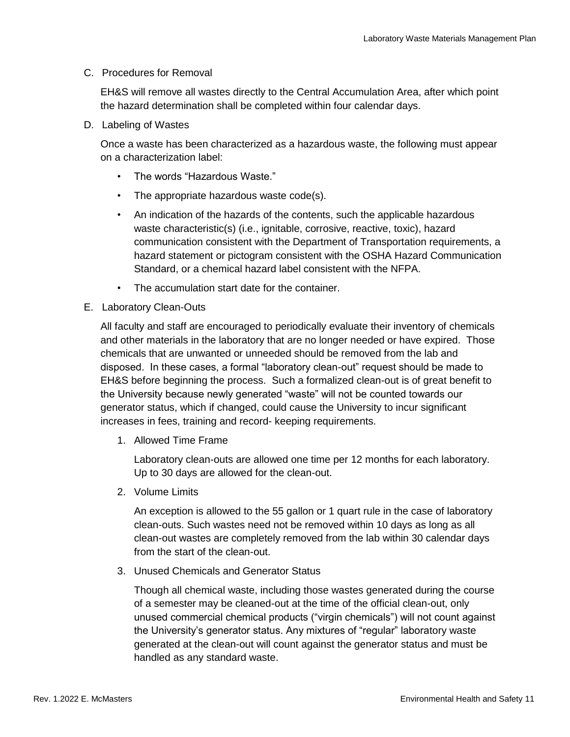## C. Procedures for Removal

EH&S will remove all wastes directly to the Central Accumulation Area, after which point the hazard determination shall be completed within four calendar days.

## D. Labeling of Wastes

Once a waste has been characterized as a hazardous waste, the following must appear on a characterization label:

- The words “Hazardous Waste.”
- The appropriate hazardous waste code(s).
- An indication of the hazards of the contents, such the applicable hazardous waste characteristic(s) (i.e., ignitable, corrosive, reactive, toxic), hazard communication consistent with the Department of Transportation requirements, a hazard statement or pictogram consistent with the OSHA Hazard Communication Standard, or a chemical hazard label consistent with the NFPA.
- The accumulation start date for the container.

## E. Laboratory Clean-Outs

All faculty and staff are encouraged to periodically evaluate their inventory of chemicals and other materials in the laboratory that are no longer needed or have expired. Those chemicals that are unwanted or unneeded should be removed from the lab and disposed. In these cases, a formal “laboratory clean-out” request should be made to EH&S before beginning the process. Such a formalized clean-out is of great benefit to the University because newly generated “waste” will not be counted towards our generator status, which if changed, could cause the University to incur significant increases in fees, training and record- keeping requirements.

### 1. Allowed Time Frame

Laboratory clean-outs are allowed one time per 12 months for each laboratory. Up to 30 days are allowed for the clean-out.

### 2. Volume Limits

An exception is allowed to the 55 gallon or 1 quart rule in the case of laboratory clean-outs. Such wastes need not be removed within 10 days as long as all clean-out wastes are completely removed from the lab within 30 calendar days from the start of the clean-out.

### 3. Unused Chemicals and Generator Status

Though all chemical waste, including those wastes generated during the course of a semester may be cleaned-out at the time of the official clean-out, only unused commercial chemical products (“virgin chemicals”) will not count against the University’s generator status. Any mixtures of “regular” laboratory waste generated at the clean-out will count against the generator status and must be handled as any standard waste.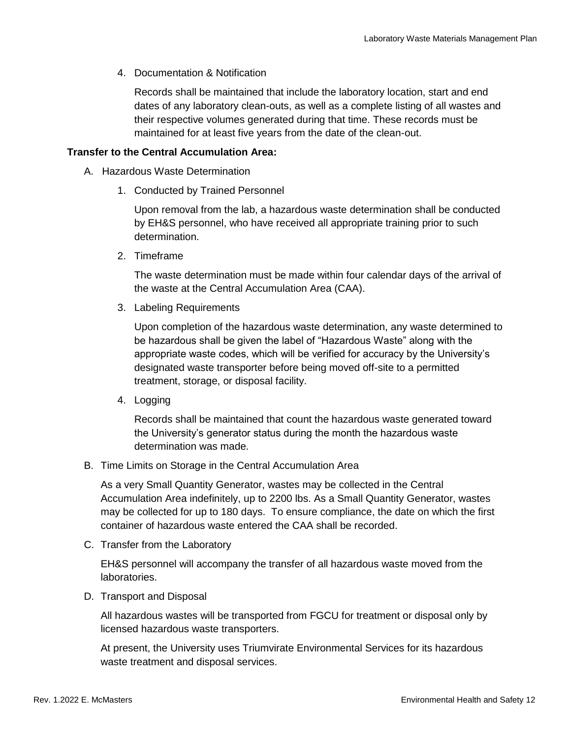4. Documentation & Notification

   Records shall be maintained that include the laboratory location, start and end dates of any laboratory clean-outs, as well as a complete listing of all wastes and their respective volumes generated during that time. These records must be maintained for at least five years from the date of the clean-out.

**Transfer to the Central Accumulation Area:**

A. Hazardous Waste Determination

   1. Conducted by Trained Personnel

      Upon removal from the lab, a hazardous waste determination shall be conducted by EH&S personnel, who have received all appropriate training prior to such determination.

   2. Timeframe

      The waste determination must be made within four calendar days of the arrival of the waste at the Central Accumulation Area (CAA).

   3. Labeling Requirements

      Upon completion of the hazardous waste determination, any waste determined to be hazardous shall be given the label of "Hazardous Waste" along with the appropriate waste codes, which will be verified for accuracy by the University's designated waste transporter before being moved off-site to a permitted treatment, storage, or disposal facility.

   4. Logging

      Records shall be maintained that count the hazardous waste generated toward the University's generator status during the month the hazardous waste determination was made.

B. Time Limits on Storage in the Central Accumulation Area

   As a very Small Quantity Generator, wastes may be collected in the Central Accumulation Area indefinitely, up to 2200 lbs. As a Small Quantity Generator, wastes may be collected for up to 180 days. To ensure compliance, the date on which the first container of hazardous waste entered the CAA shall be recorded.

C. Transfer from the Laboratory

   EH&S personnel will accompany the transfer of all hazardous waste moved from the laboratories.

D. Transport and Disposal

   All hazardous wastes will be transported from FGCU for treatment or disposal only by licensed hazardous waste transporters.

   At present, the University uses Triumvirate Environmental Services for its hazardous waste treatment and disposal services.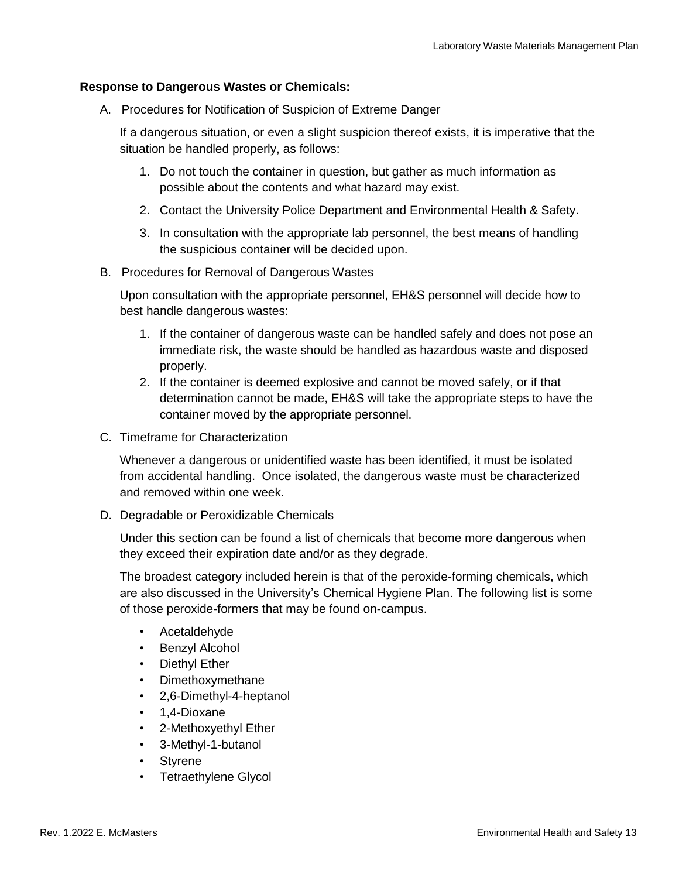**Response to Dangerous Wastes or Chemicals:**

A. Procedures for Notification of Suspicion of Extreme Danger

If a dangerous situation, or even a slight suspicion thereof exists, it is imperative that the situation be handled properly, as follows:

1. Do not touch the container in question, but gather as much information as possible about the contents and what hazard may exist.
2. Contact the University Police Department and Environmental Health & Safety.
3. In consultation with the appropriate lab personnel, the best means of handling the suspicious container will be decided upon.

B. Procedures for Removal of Dangerous Wastes

Upon consultation with the appropriate personnel, EH&S personnel will decide how to best handle dangerous wastes:

1. If the container of dangerous waste can be handled safely and does not pose an immediate risk, the waste should be handled as hazardous waste and disposed properly.
2. If the container is deemed explosive and cannot be moved safely, or if that determination cannot be made, EH&S will take the appropriate steps to have the container moved by the appropriate personnel.

C. Timeframe for Characterization

Whenever a dangerous or unidentified waste has been identified, it must be isolated from accidental handling. Once isolated, the dangerous waste must be characterized and removed within one week.

D. Degradable or Peroxidizable Chemicals

Under this section can be found a list of chemicals that become more dangerous when they exceed their expiration date and/or as they degrade.

The broadest category included herein is that of the peroxide-forming chemicals, which are also discussed in the University's Chemical Hygiene Plan. The following list is some of those peroxide-formers that may be found on-campus.

- Acetaldehyde
- Benzyl Alcohol
- Diethyl Ether
- Dimethoxymethane
- 2,6-Dimethyl-4-heptanol
- 1,4-Dioxane
- 2-Methoxyethyl Ether
- 3-Methyl-1-butanol
- Styrene
- Tetraethylene Glycol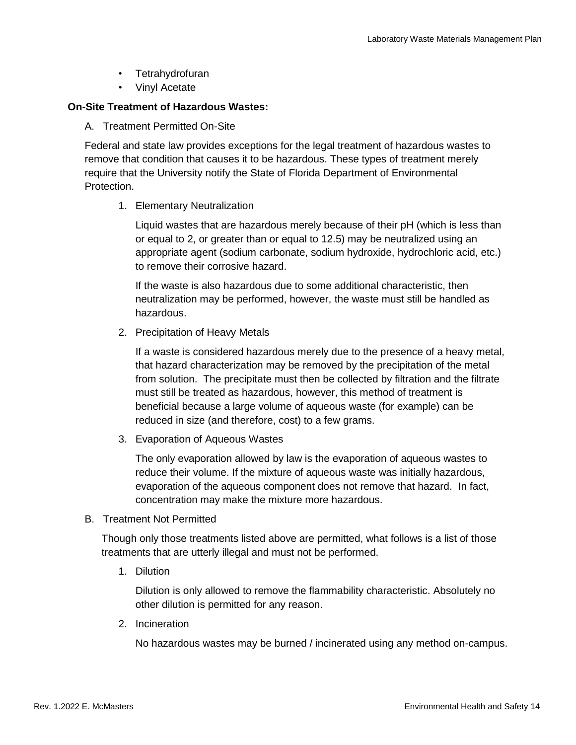- Tetrahydrofuran
- Vinyl Acetate

**On-Site Treatment of Hazardous Wastes:**

A. Treatment Permitted On-Site

Federal and state law provides exceptions for the legal treatment of hazardous wastes to remove that condition that causes it to be hazardous. These types of treatment merely require that the University notify the State of Florida Department of Environmental Protection.

1. Elementary Neutralization

   Liquid wastes that are hazardous merely because of their pH (which is less than or equal to 2, or greater than or equal to 12.5) may be neutralized using an appropriate agent (sodium carbonate, sodium hydroxide, hydrochloric acid, etc.) to remove their corrosive hazard.

   If the waste is also hazardous due to some additional characteristic, then neutralization may be performed, however, the waste must still be handled as hazardous.

2. Precipitation of Heavy Metals

   If a waste is considered hazardous merely due to the presence of a heavy metal, that hazard characterization may be removed by the precipitation of the metal from solution. The precipitate must then be collected by filtration and the filtrate must still be treated as hazardous, however, this method of treatment is beneficial because a large volume of aqueous waste (for example) can be reduced in size (and therefore, cost) to a few grams.

3. Evaporation of Aqueous Wastes

   The only evaporation allowed by law is the evaporation of aqueous wastes to reduce their volume. If the mixture of aqueous waste was initially hazardous, evaporation of the aqueous component does not remove that hazard. In fact, concentration may make the mixture more hazardous.

B. Treatment Not Permitted

Though only those treatments listed above are permitted, what follows is a list of those treatments that are utterly illegal and must not be performed.

1. Dilution

   Dilution is only allowed to remove the flammability characteristic. Absolutely no other dilution is permitted for any reason.

2. Incineration

   No hazardous wastes may be burned / incinerated using any method on-campus.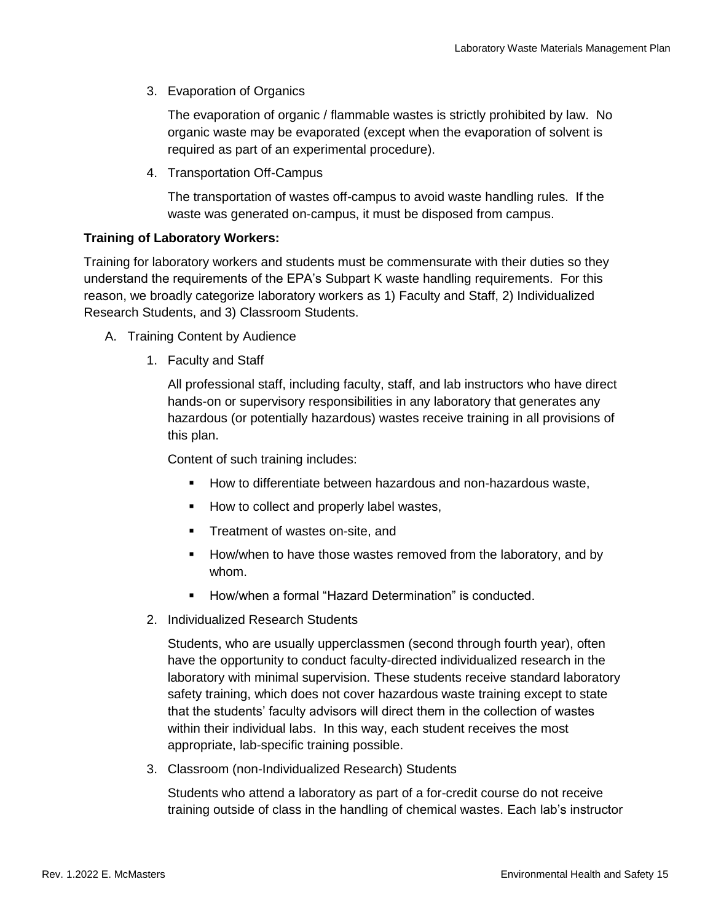3. Evaporation of Organics

   The evaporation of organic / flammable wastes is strictly prohibited by law. No organic waste may be evaporated (except when the evaporation of solvent is required as part of an experimental procedure).

4. Transportation Off-Campus

   The transportation of wastes off-campus to avoid waste handling rules. If the waste was generated on-campus, it must be disposed from campus.

**Training of Laboratory Workers:**

Training for laboratory workers and students must be commensurate with their duties so they understand the requirements of the EPA's Subpart K waste handling requirements. For this reason, we broadly categorize laboratory workers as 1) Faculty and Staff, 2) Individualized Research Students, and 3) Classroom Students.

A. Training Content by Audience

   1. Faculty and Staff

      All professional staff, including faculty, staff, and lab instructors who have direct hands-on or supervisory responsibilities in any laboratory that generates any hazardous (or potentially hazardous) wastes receive training in all provisions of this plan.

      Content of such training includes:

      - How to differentiate between hazardous and non-hazardous waste,
      - How to collect and properly label wastes,
      - Treatment of wastes on-site, and
      - How/when to have those wastes removed from the laboratory, and by whom.
      - How/when a formal "Hazard Determination" is conducted.

   2. Individualized Research Students

      Students, who are usually upperclassmen (second through fourth year), often have the opportunity to conduct faculty-directed individualized research in the laboratory with minimal supervision. These students receive standard laboratory safety training, which does not cover hazardous waste training except to state that the students' faculty advisors will direct them in the collection of wastes within their individual labs. In this way, each student receives the most appropriate, lab-specific training possible.

   3. Classroom (non-Individualized Research) Students

      Students who attend a laboratory as part of a for-credit course do not receive training outside of class in the handling of chemical wastes. Each lab's instructor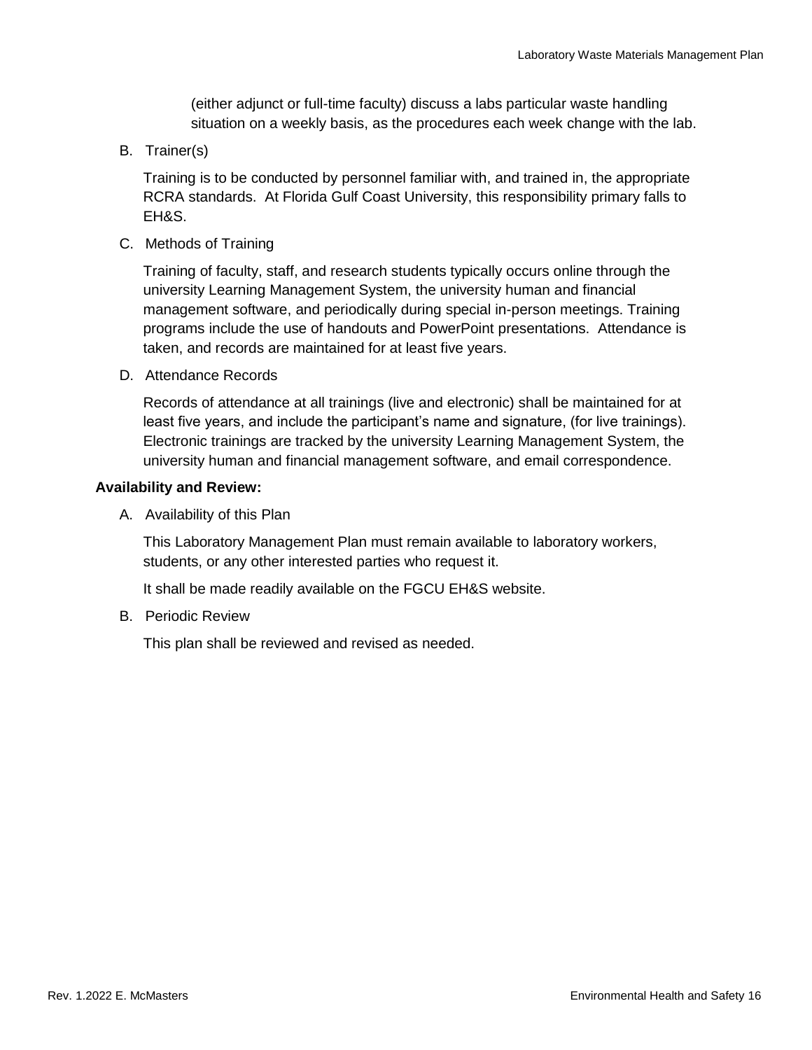(either adjunct or full-time faculty) discuss a labs particular waste handling situation on a weekly basis, as the procedures each week change with the lab.

B. Trainer(s)

Training is to be conducted by personnel familiar with, and trained in, the appropriate RCRA standards. At Florida Gulf Coast University, this responsibility primary falls to EH&S.

C. Methods of Training

Training of faculty, staff, and research students typically occurs online through the university Learning Management System, the university human and financial management software, and periodically during special in-person meetings. Training programs include the use of handouts and PowerPoint presentations. Attendance is taken, and records are maintained for at least five years.

D. Attendance Records

Records of attendance at all trainings (live and electronic) shall be maintained for at least five years, and include the participant's name and signature, (for live trainings). Electronic trainings are tracked by the university Learning Management System, the university human and financial management software, and email correspondence.

**Availability and Review:**

A. Availability of this Plan

This Laboratory Management Plan must remain available to laboratory workers, students, or any other interested parties who request it.

It shall be made readily available on the FGCU EH&S website.

B. Periodic Review

This plan shall be reviewed and revised as needed.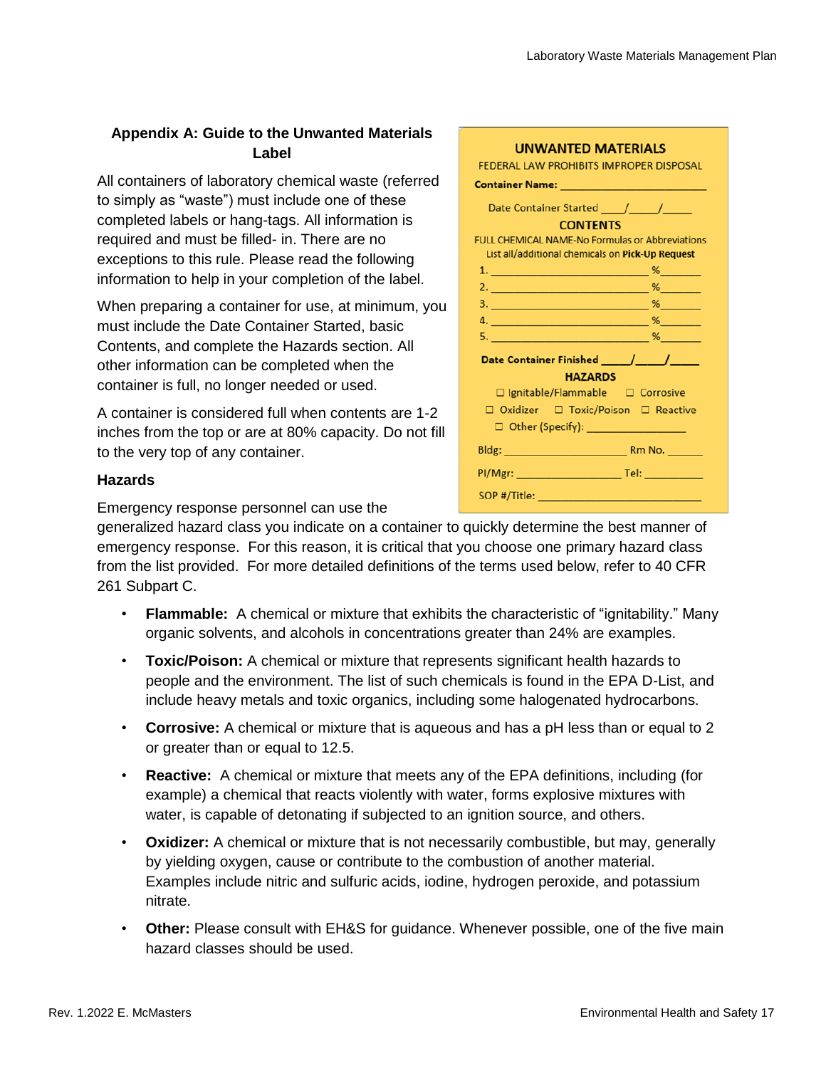## Appendix A: Guide to the Unwanted Materials Label

All containers of laboratory chemical waste (referred to simply as "waste") must include one of these completed labels or hang-tags. All information is required and must be filled- in. There are no exceptions to this rule. Please read the following information to help in your completion of the label.

When preparing a container for use, at minimum, you must include the Date Container Started, basic Contents, and complete the Hazards section. All other information can be completed when the container is full, no longer needed or used.

A container is considered full when contents are 1-2 inches from the top or are at 80% capacity. Do not fill to the very top of any container.

**UNWANTED MATERIALS**
FEDERAL LAW PROHIBITS IMPROPER DISPOSAL

**Container Name:** ______________________

Date Container Started ____/_____/_____

**CONTENTS**
FULL CHEMICAL NAME-No Formulas or Abbreviations
List all/additional chemicals on **Pick-Up Request**

1. ______________________ %______
2. ______________________ %______
3. ______________________ %______
4. ______________________ %______
5. ______________________ %______

**Date Container Finished** ____/____/____

**HAZARDS**
☐ Ignitable/Flammable ☐ Corrosive
☐ Oxidizer ☐ Toxic/Poison ☐ Reactive
☐ Other (Specify): ______________

**Bldg:** ________________ **Rm No.** ______

**PI/Mgr:** ______________ **Tel:** _________

**SOP #/Title:** ______________________

### Hazards

Emergency response personnel can use the generalized hazard class you indicate on a container to quickly determine the best manner of emergency response. For this reason, it is critical that you choose one primary hazard class from the list provided. For more detailed definitions of the terms used below, refer to 40 CFR 261 Subpart C.

- **Flammable:** A chemical or mixture that exhibits the characteristic of "ignitability." Many organic solvents, and alcohols in concentrations greater than 24% are examples.
- **Toxic/Poison:** A chemical or mixture that represents significant health hazards to people and the environment. The list of such chemicals is found in the EPA D-List, and include heavy metals and toxic organics, including some halogenated hydrocarbons.
- **Corrosive:** A chemical or mixture that is aqueous and has a pH less than or equal to 2 or greater than or equal to 12.5.
- **Reactive:** A chemical or mixture that meets any of the EPA definitions, including (for example) a chemical that reacts violently with water, forms explosive mixtures with water, is capable of detonating if subjected to an ignition source, and others.
- **Oxidizer:** A chemical or mixture that is not necessarily combustible, but may, generally by yielding oxygen, cause or contribute to the combustion of another material. Examples include nitric and sulfuric acids, iodine, hydrogen peroxide, and potassium nitrate.
- **Other:** Please consult with EH&S for guidance. Whenever possible, one of the five main hazard classes should be used.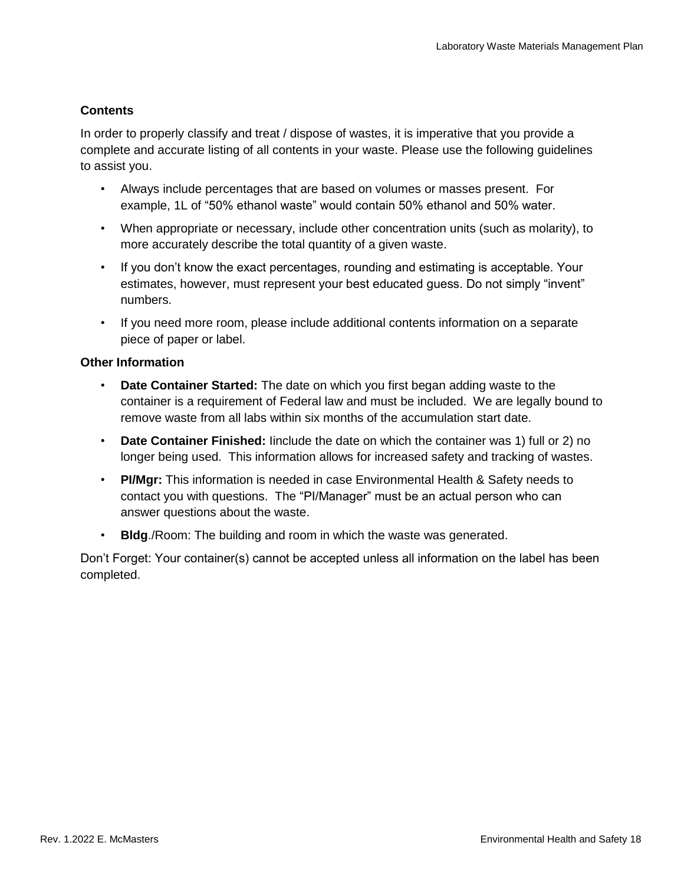**Contents**

In order to properly classify and treat / dispose of wastes, it is imperative that you provide a complete and accurate listing of all contents in your waste. Please use the following guidelines to assist you.

- Always include percentages that are based on volumes or masses present. For example, 1L of "50% ethanol waste" would contain 50% ethanol and 50% water.
- When appropriate or necessary, include other concentration units (such as molarity), to more accurately describe the total quantity of a given waste.
- If you don't know the exact percentages, rounding and estimating is acceptable. Your estimates, however, must represent your best educated guess. Do not simply "invent" numbers.
- If you need more room, please include additional contents information on a separate piece of paper or label.

**Other Information**

- **Date Container Started:** The date on which you first began adding waste to the container is a requirement of Federal law and must be included. We are legally bound to remove waste from all labs within six months of the accumulation start date.
- **Date Container Finished:** Iinclude the date on which the container was 1) full or 2) no longer being used. This information allows for increased safety and tracking of wastes.
- **PI/Mgr:** This information is needed in case Environmental Health & Safety needs to contact you with questions. The "PI/Manager" must be an actual person who can answer questions about the waste.
- **Bldg**./Room: The building and room in which the waste was generated.

Don't Forget: Your container(s) cannot be accepted unless all information on the label has been completed.